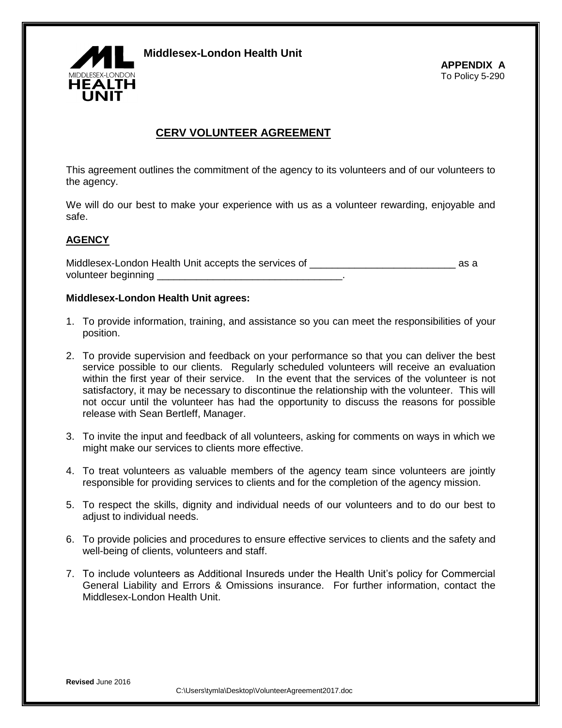**Middlesex-London Health Unit**

**APPENDIX A**
To Policy 5-290

## CERV VOLUNTEER AGREEMENT

This agreement outlines the commitment of the agency to its volunteers and of our volunteers to the agency.

We will do our best to make your experience with us as a volunteer rewarding, enjoyable and safe.

### AGENCY

Middlesex-London Health Unit accepts the services of __________________________ as a volunteer beginning _________________________________.

**Middlesex-London Health Unit agrees:**

1. To provide information, training, and assistance so you can meet the responsibilities of your position.

2. To provide supervision and feedback on your performance so that you can deliver the best service possible to our clients. Regularly scheduled volunteers will receive an evaluation within the first year of their service. In the event that the services of the volunteer is not satisfactory, it may be necessary to discontinue the relationship with the volunteer. This will not occur until the volunteer has had the opportunity to discuss the reasons for possible release with Sean Bertleff, Manager.

3. To invite the input and feedback of all volunteers, asking for comments on ways in which we might make our services to clients more effective.

4. To treat volunteers as valuable members of the agency team since volunteers are jointly responsible for providing services to clients and for the completion of the agency mission.

5. To respect the skills, dignity and individual needs of our volunteers and to do our best to adjust to individual needs.

6. To provide policies and procedures to ensure effective services to clients and the safety and well-being of clients, volunteers and staff.

7. To include volunteers as Additional Insureds under the Health Unit's policy for Commercial General Liability and Errors & Omissions insurance. For further information, contact the Middlesex-London Health Unit.

**Revised** June 2016
C:\Users\tymla\Desktop\VolunteerAgreement2017.doc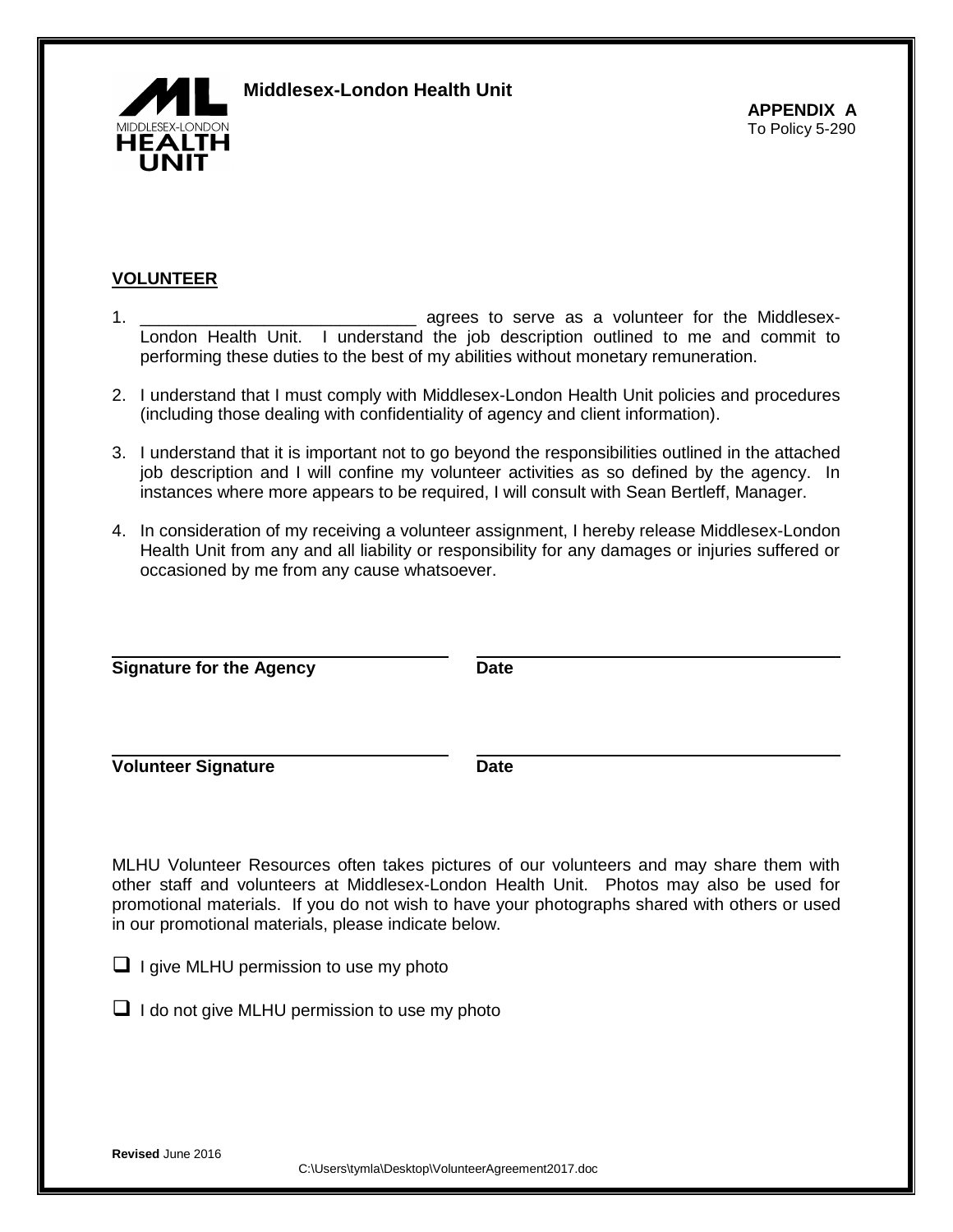**Middlesex-London Health Unit**

**APPENDIX A**
To Policy 5-290

**VOLUNTEER**

1. _____________________________ agrees to serve as a volunteer for the Middlesex-London Health Unit. I understand the job description outlined to me and commit to performing these duties to the best of my abilities without monetary remuneration.

2. I understand that I must comply with Middlesex-London Health Unit policies and procedures (including those dealing with confidentiality of agency and client information).

3. I understand that it is important not to go beyond the responsibilities outlined in the attached job description and I will confine my volunteer activities as so defined by the agency. In instances where more appears to be required, I will consult with Sean Bertleff, Manager.

4. In consideration of my receiving a volunteer assignment, I hereby release Middlesex-London Health Unit from any and all liability or responsibility for any damages or injuries suffered or occasioned by me from any cause whatsoever.

_____________________________ _____________________________
**Signature for the Agency** **Date**

_____________________________ _____________________________
**Volunteer Signature** **Date**

MLHU Volunteer Resources often takes pictures of our volunteers and may share them with other staff and volunteers at Middlesex-London Health Unit. Photos may also be used for promotional materials. If you do not wish to have your photographs shared with others or used in our promotional materials, please indicate below.

- ❑ I give MLHU permission to use my photo

- ❑ I do not give MLHU permission to use my photo

**Revised** June 2016

C:\Users\tymla\Desktop\VolunteerAgreement2017.doc